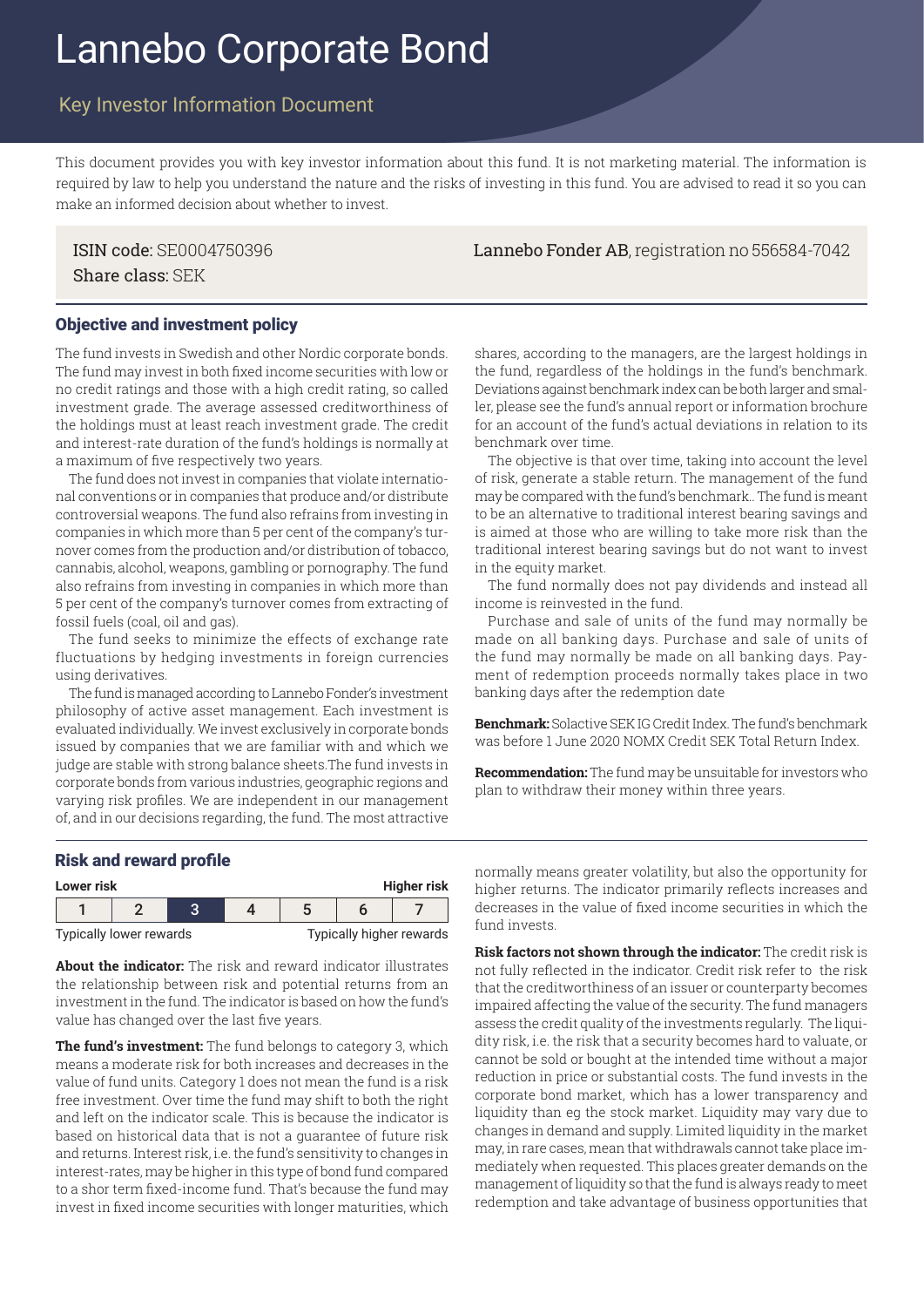# Lannebo Corporate Bond

## Key Investor Information Document

This document provides you with key investor information about this fund. It is not marketing material. The information is required by law to help you understand the nature and the risks of investing in this fund. You are advised to read it so you can make an informed decision about whether to invest.

**ISIN code:** SE0004750396
**Share class:** SEK

**Lannebo Fonder AB**, registration no 556584-7042

### Objective and investment policy

The fund invests in Swedish and other Nordic corporate bonds. The fund may invest in both fixed income securities with low or no credit ratings and those with a high credit rating, so called investment grade. The average assessed creditworthiness of the holdings must at least reach investment grade. The credit and interest-rate duration of the fund's holdings is normally at a maximum of five respectively two years.

The fund does not invest in companies that violate international conventions or in companies that produce and/or distribute controversial weapons. The fund also refrains from investing in companies in which more than 5 per cent of the company's turnover comes from the production and/or distribution of tobacco, cannabis, alcohol, weapons, gambling or pornography. The fund also refrains from investing in companies in which more than 5 per cent of the company's turnover comes from extracting of fossil fuels (coal, oil and gas).

The fund seeks to minimize the effects of exchange rate fluctuations by hedging investments in foreign currencies using derivatives.

The fund is managed according to Lannebo Fonder's investment philosophy of active asset management. Each investment is evaluated individually. We invest exclusively in corporate bonds issued by companies that we are familiar with and which we judge are stable with strong balance sheets.The fund invests in corporate bonds from various industries, geographic regions and varying risk profiles. We are independent in our management of, and in our decisions regarding, the fund. The most attractive shares, according to the managers, are the largest holdings in the fund, regardless of the holdings in the fund's benchmark. Deviations against benchmark index can be both larger and smaller, please see the fund's annual report or information brochure for an account of the fund's actual deviations in relation to its benchmark over time.

The objective is that over time, taking into account the level of risk, generate a stable return. The management of the fund may be compared with the fund's benchmark.. The fund is meant to be an alternative to traditional interest bearing savings and is aimed at those who are willing to take more risk than the traditional interest bearing savings but do not want to invest in the equity market.

The fund normally does not pay dividends and instead all income is reinvested in the fund.

Purchase and sale of units of the fund may normally be made on all banking days. Purchase and sale of units of the fund may normally be made on all banking days. Payment of redemption proceeds normally takes place in two banking days after the redemption date

**Benchmark:** Solactive SEK IG Credit Index. The fund's benchmark was before 1 June 2020 NOMX Credit SEK Total Return Index.

**Recommendation:** The fund may be unsuitable for investors who plan to withdraw their money within three years.

### Risk and reward profile

| Lower risk | | | | | | Higher risk |
|---|---|---|---|---|---|---|
| 1 | 2 | **3** | 4 | 5 | 6 | 7 |
| Typically lower rewards | | | | | | Typically higher rewards |

**About the indicator:** The risk and reward indicator illustrates the relationship between risk and potential returns from an investment in the fund. The indicator is based on how the fund's value has changed over the last five years.

**The fund's investment:** The fund belongs to category 3, which means a moderate risk for both increases and decreases in the value of fund units. Category 1 does not mean the fund is a risk free investment. Over time the fund may shift to both the right and left on the indicator scale. This is because the indicator is based on historical data that is not a guarantee of future risk and returns. Interest risk, i.e. the fund's sensitivity to changes in interest-rates, may be higher in this type of bond fund compared to a shor term fixed-income fund. That's because the fund may invest in fixed income securities with longer maturities, which normally means greater volatility, but also the opportunity for higher returns. The indicator primarily reflects increases and decreases in the value of fixed income securities in which the fund invests.

**Risk factors not shown through the indicator:** The credit risk is not fully reflected in the indicator. Credit risk refer to the risk that the creditworthiness of an issuer or counterparty becomes impaired affecting the value of the security. The fund managers assess the credit quality of the investments regularly. The liquidity risk, i.e. the risk that a security becomes hard to valuate, or cannot be sold or bought at the intended time without a major reduction in price or substantial costs. The fund invests in the corporate bond market, which has a lower transparency and liquidity than eg the stock market. Liquidity may vary due to changes in demand and supply. Limited liquidity in the market may, in rare cases, mean that withdrawals cannot take place immediately when requested. This places greater demands on the management of liquidity so that the fund is always ready to meet redemption and take advantage of business opportunities that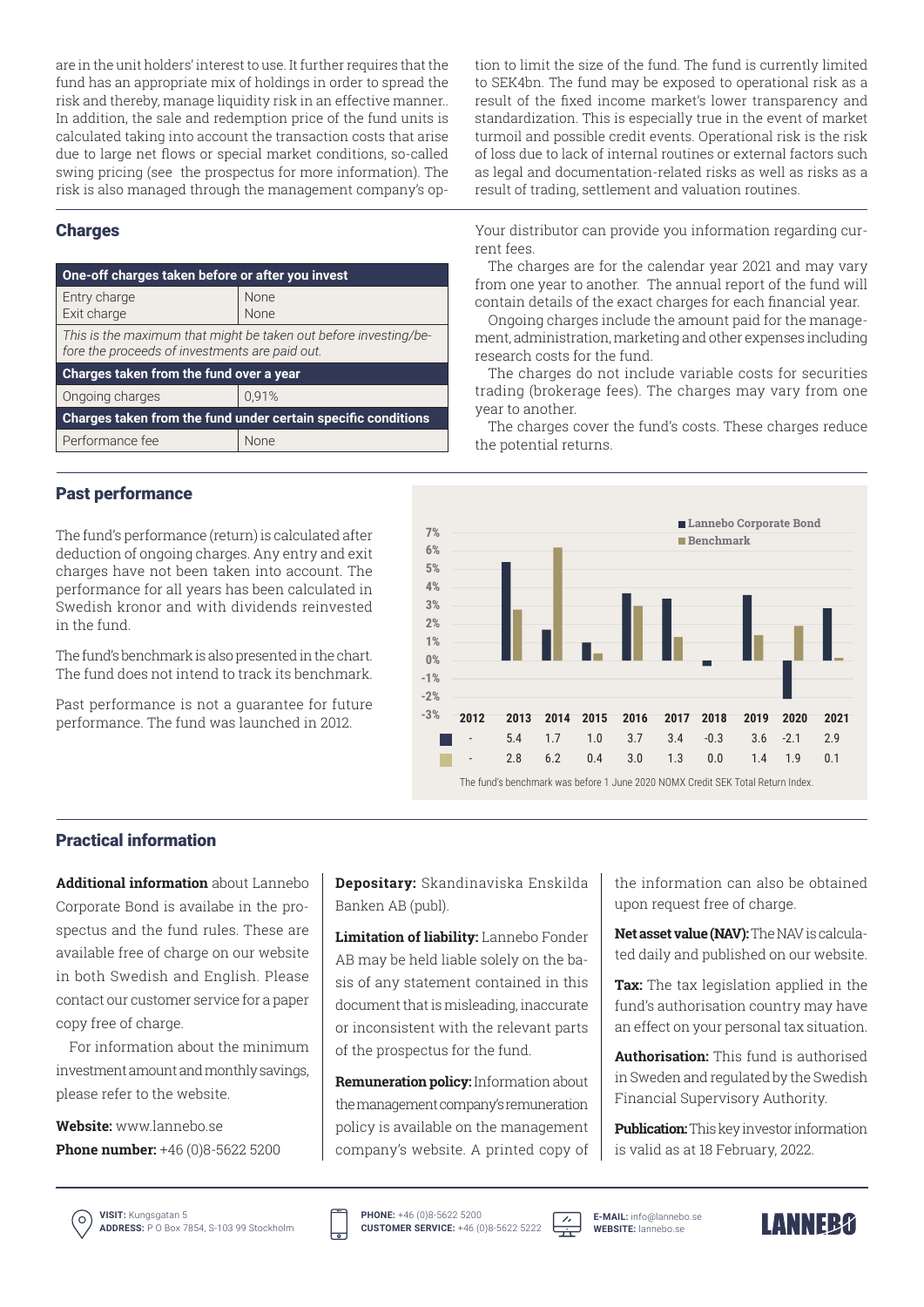are in the unit holders' interest to use. It further requires that the fund has an appropriate mix of holdings in order to spread the risk and thereby, manage liquidity risk in an effective manner.. In addition, the sale and redemption price of the fund units is calculated taking into account the transaction costs that arise due to large net flows or special market conditions, so-called swing pricing (see the prospectus for more information). The risk is also managed through the management company's option to limit the size of the fund. The fund is currently limited to SEK4bn. The fund may be exposed to operational risk as a result of the fixed income market's lower transparency and standardization. This is especially true in the event of market turmoil and possible credit events. Operational risk is the risk of loss due to lack of internal routines or external factors such as legal and documentation-related risks as well as risks as a result of trading, settlement and valuation routines.

## Charges

| One-off charges taken before or after you invest | |
|---|---|
| Entry charge | None |
| Exit charge | None |
| *This is the maximum that might be taken out before investing/before the proceeds of investments are paid out.* | |
| **Charges taken from the fund over a year** | |
| Ongoing charges | 0,91% |
| **Charges taken from the fund under certain specific conditions** | |
| Performance fee | None |

Your distributor can provide you information regarding current fees.

The charges are for the calendar year 2021 and may vary from one year to another. The annual report of the fund will contain details of the exact charges for each financial year.

Ongoing charges include the amount paid for the management, administration, marketing and other expenses including research costs for the fund.

The charges do not include variable costs for securities trading (brokerage fees). The charges may vary from one year to another.

The charges cover the fund's costs. These charges reduce the potential returns.

## Past performance

The fund's performance (return) is calculated after deduction of ongoing charges. Any entry and exit charges have not been taken into account. The performance for all years has been calculated in Swedish kronor and with dividends reinvested in the fund.

The fund's benchmark is also presented in the chart. The fund does not intend to track its benchmark.

Past performance is not a guarantee for future performance. The fund was launched in 2012.

Lannebo Corporate Bond
Benchmark

7%
6%
5%
4%
3%
2%
1%
0%
-1%
-2%
-3%

2012 2013 2014 2015 2016 2017 2018 2019 2020 2021
Lannebo Corporate Bond: - 5.4 1.7 1.0 3.7 3.4 -0.3 3.6 -2.1 2.9
Benchmark: - 2.8 6.2 0.4 3.0 1.3 0.0 1.4 1.9 0.1

The fund's benchmark was before 1 June 2020 NOMX Credit SEK Total Return Index.

## Practical information

**Additional information** about Lannebo Corporate Bond is availabe in the prospectus and the fund rules. These are available free of charge on our website in both Swedish and English. Please contact our customer service for a paper copy free of charge.

For information about the minimum investment amount and monthly savings, please refer to the website.

**Website:** www.lannebo.se
**Phone number:** +46 (0)8-5622 5200

**Depositary:** Skandinaviska Enskilda Banken AB (publ).

**Limitation of liability:** Lannebo Fonder AB may be held liable solely on the basis of any statement contained in this document that is misleading, inaccurate or inconsistent with the relevant parts of the prospectus for the fund.

**Remuneration policy:** Information about the management company's remuneration policy is available on the management company's website. A printed copy of the information can also be obtained upon request free of charge.

**Net asset value (NAV):** The NAV is calculated daily and published on our website.

**Tax:** The tax legislation applied in the fund's authorisation country may have an effect on your personal tax situation.

**Authorisation:** This fund is authorised in Sweden and regulated by the Swedish Financial Supervisory Authority.

**Publication:** This key investor information is valid as at 18 February, 2022.

**VISIT:** Kungsgatan 5
**ADDRESS:** P O Box 7854, S-103 99 Stockholm

**PHONE:** +46 (0)8-5622 5200
**CUSTOMER SERVICE:** +46 (0)8-5622 5222

**E-MAIL:** info@lannebo.se
**WEBSITE:** lannebo.se

LANNEBO